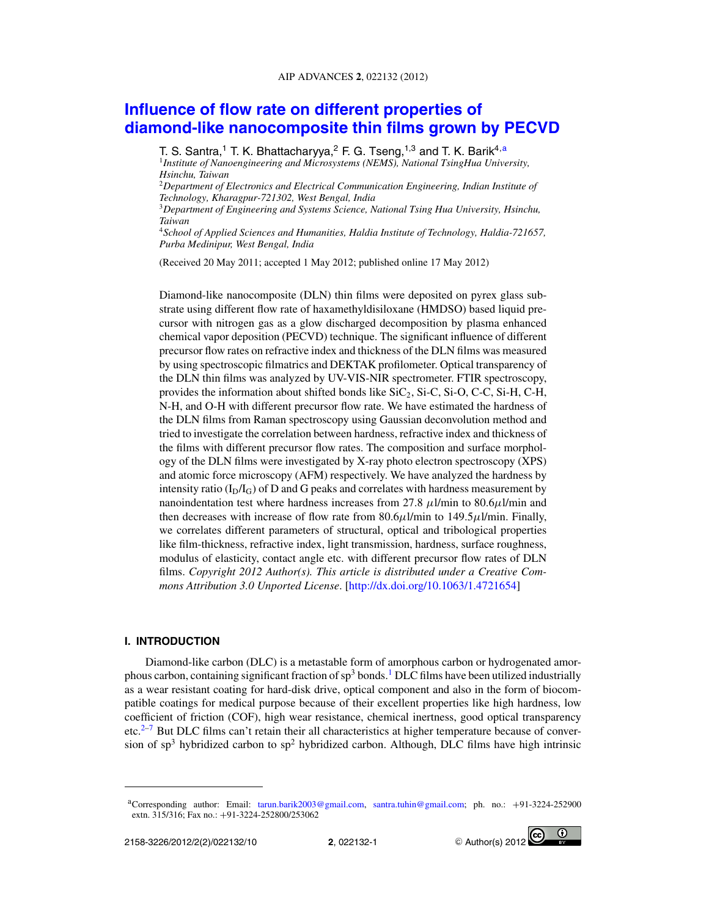# Influence of flow rate on different properties of diamond-like nanocomposite thin films grown by PECVD

T. S. Santra,[1] T. K. Bhattacharyya,[2] F. G. Tseng,[1,3] and T. K. Barik[4,a]

[1]*Institute of Nanoengineering and Microsystems (NEMS), National TsingHua University, Hsinchu, Taiwan*

[2]*Department of Electronics and Electrical Communication Engineering, Indian Institute of Technology, Kharagpur-721302, West Bengal, India*

[3]*Department of Engineering and Systems Science, National Tsing Hua University, Hsinchu, Taiwan*

[4]*School of Applied Sciences and Humanities, Haldia Institute of Technology, Haldia-721657, Purba Medinipur, West Bengal, India*

(Received 20 May 2011; accepted 1 May 2012; published online 17 May 2012)

Diamond-like nanocomposite (DLN) thin films were deposited on pyrex glass substrate using different flow rate of haxamethyldisiloxane (HMDSO) based liquid precursor with nitrogen gas as a glow discharged decomposition by plasma enhanced chemical vapor deposition (PECVD) technique. The significant influence of different precursor flow rates on refractive index and thickness of the DLN films was measured by using spectroscopic filmatrics and DEKTAK profilometer. Optical transparency of the DLN thin films was analyzed by UV-VIS-NIR spectrometer. FTIR spectroscopy, provides the information about shifted bonds like $SiC_2$, Si-C, Si-O, C-C, Si-H, C-H, N-H, and O-H with different precursor flow rate. We have estimated the hardness of the DLN films from Raman spectroscopy using Gaussian deconvolution method and tried to investigate the correlation between hardness, refractive index and thickness of the films with different precursor flow rates. The composition and surface morphology of the DLN films were investigated by X-ray photo electron spectroscopy (XPS) and atomic force microscopy (AFM) respectively. We have analyzed the hardness by intensity ratio ($I_D/I_G$) of D and G peaks and correlates with hardness measurement by nanoindentation test where hardness increases from 27.8 $\mu$l/min to 80.6$\mu$l/min and then decreases with increase of flow rate from 80.6$\mu$l/min to 149.5$\mu$l/min. Finally, we correlates different parameters of structural, optical and tribological properties like film-thickness, refractive index, light transmission, hardness, surface roughness, modulus of elasticity, contact angle etc. with different precursor flow rates of DLN films. *Copyright 2012 Author(s). This article is distributed under a Creative Commons Attribution 3.0 Unported License*. [http://dx.doi.org/10.1063/1.4721654]

## I. INTRODUCTION

Diamond-like carbon (DLC) is a metastable form of amorphous carbon or hydrogenated amorphous carbon, containing significant fraction of $sp^3$ bonds.[1] DLC films have been utilized industrially as a wear resistant coating for hard-disk drive, optical component and also in the form of biocompatible coatings for medical purpose because of their excellent properties like high hardness, low coefficient of friction (COF), high wear resistance, chemical inertness, good optical transparency etc.[2–7] But DLC films can't retain their all characteristics at higher temperature because of conversion of $sp^3$ hybridized carbon to $sp^2$ hybridized carbon. Although, DLC films have high intrinsic

[a]Corresponding author: Email: tarun.barik2003@gmail.com, santra.tuhin@gmail.com; ph. no.: +91-3224-252900 extn. 315/316; Fax no.: +91-3224-252800/253062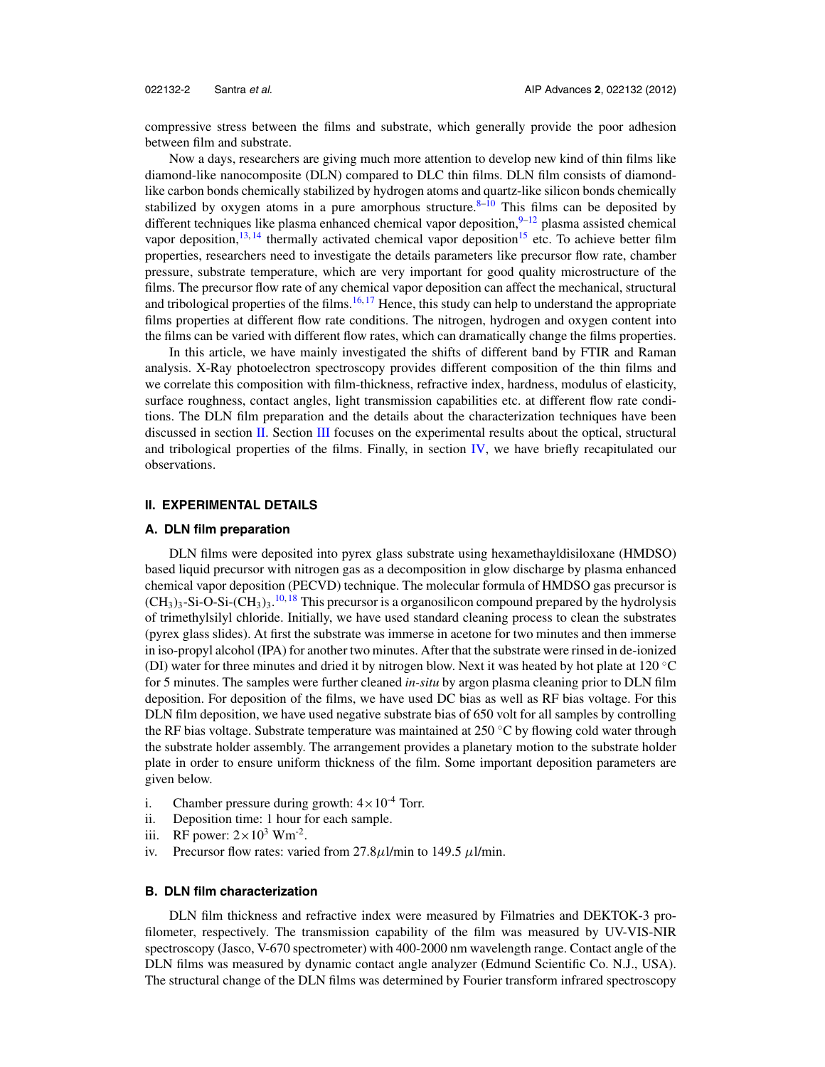compressive stress between the films and substrate, which generally provide the poor adhesion between film and substrate.

Now a days, researchers are giving much more attention to develop new kind of thin films like diamond-like nanocomposite (DLN) compared to DLC thin films. DLN film consists of diamond-like carbon bonds chemically stabilized by hydrogen atoms and quartz-like silicon bonds chemically stabilized by oxygen atoms in a pure amorphous structure.[8–10] This films can be deposited by different techniques like plasma enhanced chemical vapor deposition,[9–12] plasma assisted chemical vapor deposition,[13,14] thermally activated chemical vapor deposition[15] etc. To achieve better film properties, researchers need to investigate the details parameters like precursor flow rate, chamber pressure, substrate temperature, which are very important for good quality microstructure of the films. The precursor flow rate of any chemical vapor deposition can affect the mechanical, structural and tribological properties of the films.[16,17] Hence, this study can help to understand the appropriate films properties at different flow rate conditions. The nitrogen, hydrogen and oxygen content into the films can be varied with different flow rates, which can dramatically change the films properties.

In this article, we have mainly investigated the shifts of different band by FTIR and Raman analysis. X-Ray photoelectron spectroscopy provides different composition of the thin films and we correlate this composition with film-thickness, refractive index, hardness, modulus of elasticity, surface roughness, contact angles, light transmission capabilities etc. at different flow rate conditions. The DLN film preparation and the details about the characterization techniques have been discussed in section II. Section III focuses on the experimental results about the optical, structural and tribological properties of the films. Finally, in section IV, we have briefly recapitulated our observations.

## II. EXPERIMENTAL DETAILS

### A. DLN film preparation

DLN films were deposited into pyrex glass substrate using hexamethayldisiloxane (HMDSO) based liquid precursor with nitrogen gas as a decomposition in glow discharge by plasma enhanced chemical vapor deposition (PECVD) technique. The molecular formula of HMDSO gas precursor is $(CH_3)_3$-Si-O-Si-$(CH_3)_3$.[10,18] This precursor is a organosilicon compound prepared by the hydrolysis of trimethylsilyl chloride. Initially, we have used standard cleaning process to clean the substrates (pyrex glass slides). At first the substrate was immerse in acetone for two minutes and then immerse in iso-propyl alcohol (IPA) for another two minutes. After that the substrate were rinsed in de-ionized (DI) water for three minutes and dried it by nitrogen blow. Next it was heated by hot plate at 120 °C for 5 minutes. The samples were further cleaned *in-situ* by argon plasma cleaning prior to DLN film deposition. For deposition of the films, we have used DC bias as well as RF bias voltage. For this DLN film deposition, we have used negative substrate bias of 650 volt for all samples by controlling the RF bias voltage. Substrate temperature was maintained at 250 °C by flowing cold water through the substrate holder assembly. The arrangement provides a planetary motion to the substrate holder plate in order to ensure uniform thickness of the film. Some important deposition parameters are given below.

i. Chamber pressure during growth: $4\times10^{-4}$ Torr.
ii. Deposition time: 1 hour for each sample.
iii. RF power: $2\times10^{3}$ Wm$^{-2}$.
iv. Precursor flow rates: varied from 27.8$\mu$l/min to 149.5 $\mu$l/min.

### B. DLN film characterization

DLN film thickness and refractive index were measured by Filmatries and DEKTOK-3 profilometer, respectively. The transmission capability of the film was measured by UV-VIS-NIR spectroscopy (Jasco, V-670 spectrometer) with 400-2000 nm wavelength range. Contact angle of the DLN films was measured by dynamic contact angle analyzer (Edmund Scientific Co. N.J., USA). The structural change of the DLN films was determined by Fourier transform infrared spectroscopy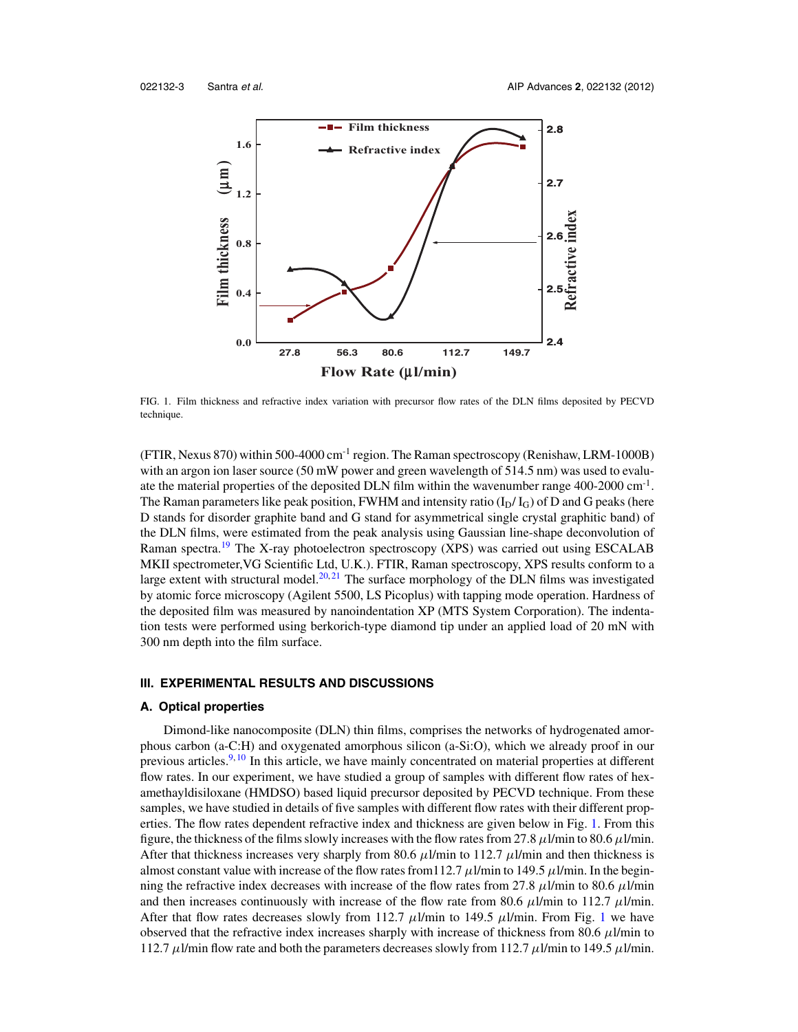FIG. 1. Film thickness and refractive index variation with precursor flow rates of the DLN films deposited by PECVD technique.

(FTIR, Nexus 870) within 500-4000 cm$^{-1}$ region. The Raman spectroscopy (Renishaw, LRM-1000B) with an argon ion laser source (50 mW power and green wavelength of 514.5 nm) was used to evaluate the material properties of the deposited DLN film within the wavenumber range 400-2000 cm$^{-1}$. The Raman parameters like peak position, FWHM and intensity ratio ($I_D$/ $I_G$) of D and G peaks (here D stands for disorder graphite band and G stand for asymmetrical single crystal graphitic band) of the DLN films, were estimated from the peak analysis using Gaussian line-shape deconvolution of Raman spectra.[19] The X-ray photoelectron spectroscopy (XPS) was carried out using ESCALAB MKII spectrometer,VG Scientific Ltd, U.K.). FTIR, Raman spectroscopy, XPS results conform to a large extent with structural model.[20,21] The surface morphology of the DLN films was investigated by atomic force microscopy (Agilent 5500, LS Picoplus) with tapping mode operation. Hardness of the deposited film was measured by nanoindentation XP (MTS System Corporation). The indentation tests were performed using berkorich-type diamond tip under an applied load of 20 mN with 300 nm depth into the film surface.

## III. EXPERIMENTAL RESULTS AND DISCUSSIONS

### A. Optical properties

Dimond-like nanocomposite (DLN) thin films, comprises the networks of hydrogenated amorphous carbon (a-C:H) and oxygenated amorphous silicon (a-Si:O), which we already proof in our previous articles.[9,10] In this article, we have mainly concentrated on material properties at different flow rates. In our experiment, we have studied a group of samples with different flow rates of hexamethayldisiloxane (HMDSO) based liquid precursor deposited by PECVD technique. From these samples, we have studied in details of five samples with different flow rates with their different properties. The flow rates dependent refractive index and thickness are given below in Fig. 1. From this figure, the thickness of the films slowly increases with the flow rates from 27.8 $\mu$l/min to 80.6 $\mu$l/min. After that thickness increases very sharply from 80.6 $\mu$l/min to 112.7 $\mu$l/min and then thickness is almost constant value with increase of the flow rates from112.7 $\mu$l/min to 149.5 $\mu$l/min. In the beginning the refractive index decreases with increase of the flow rates from 27.8 $\mu$l/min to 80.6 $\mu$l/min and then increases continuously with increase of the flow rate from 80.6 $\mu$l/min to 112.7 $\mu$l/min. After that flow rates decreases slowly from 112.7 $\mu$l/min to 149.5 $\mu$l/min. From Fig. 1 we have observed that the refractive index increases sharply with increase of thickness from 80.6 $\mu$l/min to 112.7 $\mu$l/min flow rate and both the parameters decreases slowly from 112.7 $\mu$l/min to 149.5 $\mu$l/min.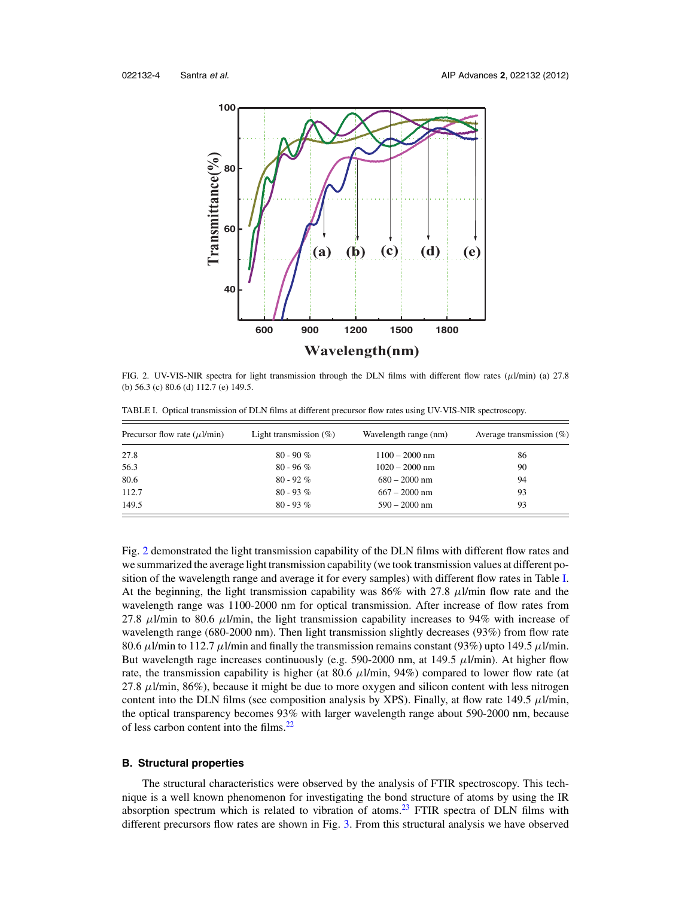FIG. 2. UV-VIS-NIR spectra for light transmission through the DLN films with different flow rates ($\mu$l/min) (a) 27.8 (b) 56.3 (c) 80.6 (d) 112.7 (e) 149.5.

TABLE I. Optical transmission of DLN films at different precursor flow rates using UV-VIS-NIR spectroscopy.

| Precursor flow rate ($\mu$l/min) | Light transmission (%) | Wavelength range (nm) | Average transmission (%) |
|---|---|---|---|
| 27.8 | 80 - 90 % | 1100 – 2000 nm | 86 |
| 56.3 | 80 - 96 % | 1020 – 2000 nm | 90 |
| 80.6 | 80 - 92 % | 680 – 2000 nm | 94 |
| 112.7 | 80 - 93 % | 667 – 2000 nm | 93 |
| 149.5 | 80 - 93 % | 590 – 2000 nm | 93 |

Fig. 2 demonstrated the light transmission capability of the DLN films with different flow rates and we summarized the average light transmission capability (we took transmission values at different position of the wavelength range and average it for every samples) with different flow rates in Table I. At the beginning, the light transmission capability was 86% with 27.8 $\mu$l/min flow rate and the wavelength range was 1100-2000 nm for optical transmission. After increase of flow rates from 27.8 $\mu$l/min to 80.6 $\mu$l/min, the light transmission capability increases to 94% with increase of wavelength range (680-2000 nm). Then light transmission slightly decreases (93%) from flow rate 80.6 $\mu$l/min to 112.7 $\mu$l/min and finally the transmission remains constant (93%) upto 149.5 $\mu$l/min. But wavelength rage increases continuously (e.g. 590-2000 nm, at 149.5 $\mu$l/min). At higher flow rate, the transmission capability is higher (at 80.6 $\mu$l/min, 94%) compared to lower flow rate (at 27.8 $\mu$l/min, 86%), because it might be due to more oxygen and silicon content with less nitrogen content into the DLN films (see composition analysis by XPS). Finally, at flow rate 149.5 $\mu$l/min, the optical transparency becomes 93% with larger wavelength range about 590-2000 nm, because of less carbon content into the films.[22]

### B. Structural properties

The structural characteristics were observed by the analysis of FTIR spectroscopy. This technique is a well known phenomenon for investigating the bond structure of atoms by using the IR absorption spectrum which is related to vibration of atoms.[23] FTIR spectra of DLN films with different precursors flow rates are shown in Fig. 3. From this structural analysis we have observed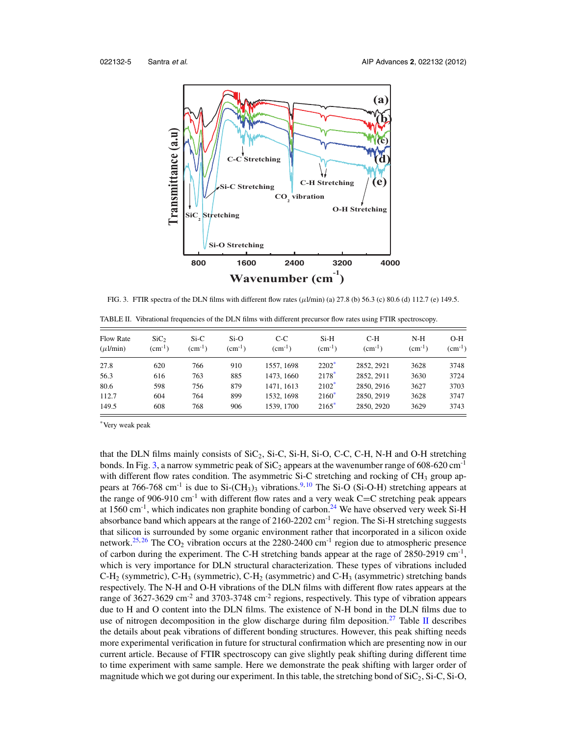FIG. 3. FTIR spectra of the DLN films with different flow rates (μl/min) (a) 27.8 (b) 56.3 (c) 80.6 (d) 112.7 (e) 149.5.

TABLE II. Vibrational frequencies of the DLN films with different precursor flow rates using FTIR spectroscopy.

| Flow Rate (μl/min) | $SiC_2$ ($cm^{-1}$) | Si-C ($cm^{-1}$) | Si-O ($cm^{-1}$) | C-C ($cm^{-1}$) | Si-H ($cm^{-1}$) | C-H ($cm^{-1}$) | N-H ($cm^{-1}$) | O-H ($cm^{-1}$) |
|---|---|---|---|---|---|---|---|---|
| 27.8 | 620 | 766 | 910 | 1557, 1698 | 2202* | 2852, 2921 | 3628 | 3748 |
| 56.3 | 616 | 763 | 885 | 1473, 1660 | 2178* | 2852, 2911 | 3630 | 3724 |
| 80.6 | 598 | 756 | 879 | 1471, 1613 | 2102* | 2850, 2916 | 3627 | 3703 |
| 112.7 | 604 | 764 | 899 | 1532, 1698 | 2160* | 2850, 2919 | 3628 | 3747 |
| 149.5 | 608 | 768 | 906 | 1539, 1700 | 2165* | 2850, 2920 | 3629 | 3743 |

*Very weak peak

that the DLN films mainly consists of $SiC_2$, Si-C, Si-H, Si-O, C-C, C-H, N-H and O-H stretching bonds. In Fig. 3, a narrow symmetric peak of $SiC_2$ appears at the wavenumber range of 608-620 $cm^{-1}$ with different flow rates condition. The asymmetric Si-C stretching and rocking of $CH_3$ group appears at 766-768 $cm^{-1}$ is due to $Si$-$(CH_3)_3$ vibrations.[9,10] The Si-O (Si-O-H) stretching appears at the range of 906-910 $cm^{-1}$ with different flow rates and a very weak C=C stretching peak appears at 1560 $cm^{-1}$, which indicates non graphite bonding of carbon.[24] We have observed very week Si-H absorbance band which appears at the range of 2160-2202 $cm^{-1}$ region. The Si-H stretching suggests that silicon is surrounded by some organic environment rather that incorporated in a silicon oxide network.[25,26] The $CO_2$ vibration occurs at the 2280-2400 $cm^{-1}$ region due to atmospheric presence of carbon during the experiment. The C-H stretching bands appear at the rage of 2850-2919 $cm^{-1}$, which is very importance for DLN structural characterization. These types of vibrations included $C$-$H_2$ (symmetric), $C$-$H_3$ (symmetric), $C$-$H_2$ (asymmetric) and $C$-$H_3$ (asymmetric) stretching bands respectively. The N-H and O-H vibrations of the DLN films with different flow rates appears at the range of 3627-3629 $cm^{-2}$ and 3703-3748 $cm^{-2}$ regions, respectively. This type of vibration appears due to H and O content into the DLN films. The existence of N-H bond in the DLN films due to use of nitrogen decomposition in the glow discharge during film deposition.[27] Table II describes the details about peak vibrations of different bonding structures. However, this peak shifting needs more experimental verification in future for structural confirmation which are presenting now in our current article. Because of FTIR spectroscopy can give slightly peak shifting during different time to time experiment with same sample. Here we demonstrate the peak shifting with larger order of magnitude which we got during our experiment. In this table, the stretching bond of $SiC_2$, Si-C, Si-O,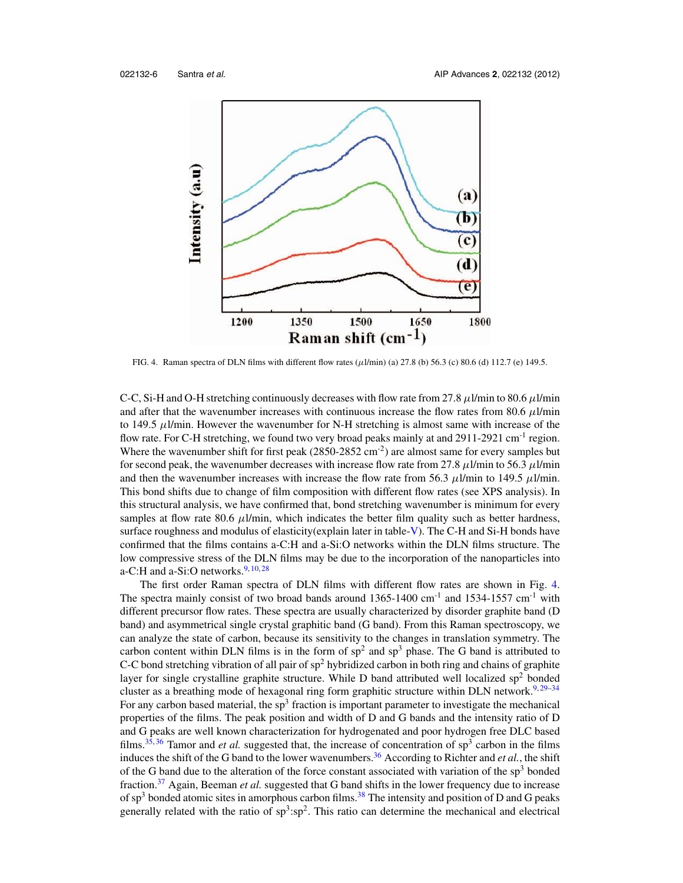FIG. 4. Raman spectra of DLN films with different flow rates (μl/min) (a) 27.8 (b) 56.3 (c) 80.6 (d) 112.7 (e) 149.5.

C-C, Si-H and O-H stretching continuously decreases with flow rate from 27.8 μl/min to 80.6 μl/min and after that the wavenumber increases with continuous increase the flow rates from 80.6 μl/min to 149.5 μl/min. However the wavenumber for N-H stretching is almost same with increase of the flow rate. For C-H stretching, we found two very broad peaks mainly at and 2911-2921 cm$^{-1}$ region. Where the wavenumber shift for first peak (2850-2852 cm$^{-2}$) are almost same for every samples but for second peak, the wavenumber decreases with increase flow rate from 27.8 μl/min to 56.3 μl/min and then the wavenumber increases with increase the flow rate from 56.3 μl/min to 149.5 μl/min. This bond shifts due to change of film composition with different flow rates (see XPS analysis). In this structural analysis, we have confirmed that, bond stretching wavenumber is minimum for every samples at flow rate 80.6 μl/min, which indicates the better film quality such as better hardness, surface roughness and modulus of elasticity(explain later in table-V). The C-H and Si-H bonds have confirmed that the films contains a-C:H and a-Si:O networks within the DLN films structure. The low compressive stress of the DLN films may be due to the incorporation of the nanoparticles into a-C:H and a-Si:O networks.[9,10,28]

The first order Raman spectra of DLN films with different flow rates are shown in Fig. 4. The spectra mainly consist of two broad bands around 1365-1400 cm$^{-1}$ and 1534-1557 cm$^{-1}$ with different precursor flow rates. These spectra are usually characterized by disorder graphite band (D band) and asymmetrical single crystal graphitic band (G band). From this Raman spectroscopy, we can analyze the state of carbon, because its sensitivity to the changes in translation symmetry. The carbon content within DLN films is in the form of sp$^2$ and sp$^3$ phase. The G band is attributed to C-C bond stretching vibration of all pair of sp$^2$ hybridized carbon in both ring and chains of graphite layer for single crystalline graphite structure. While D band attributed well localized sp$^2$ bonded cluster as a breathing mode of hexagonal ring form graphitic structure within DLN network.[9,29–34] For any carbon based material, the sp$^3$ fraction is important parameter to investigate the mechanical properties of the films. The peak position and width of D and G bands and the intensity ratio of D and G peaks are well known characterization for hydrogenated and poor hydrogen free DLC based films.[35,36] Tamor and *et al.* suggested that, the increase of concentration of sp$^3$ carbon in the films induces the shift of the G band to the lower wavenumbers.[36] According to Richter and *et al.*, the shift of the G band due to the alteration of the force constant associated with variation of the sp$^3$ bonded fraction.[37] Again, Beeman *et al.* suggested that G band shifts in the lower frequency due to increase of sp$^3$ bonded atomic sites in amorphous carbon films.[38] The intensity and position of D and G peaks generally related with the ratio of sp$^3$:sp$^2$. This ratio can determine the mechanical and electrical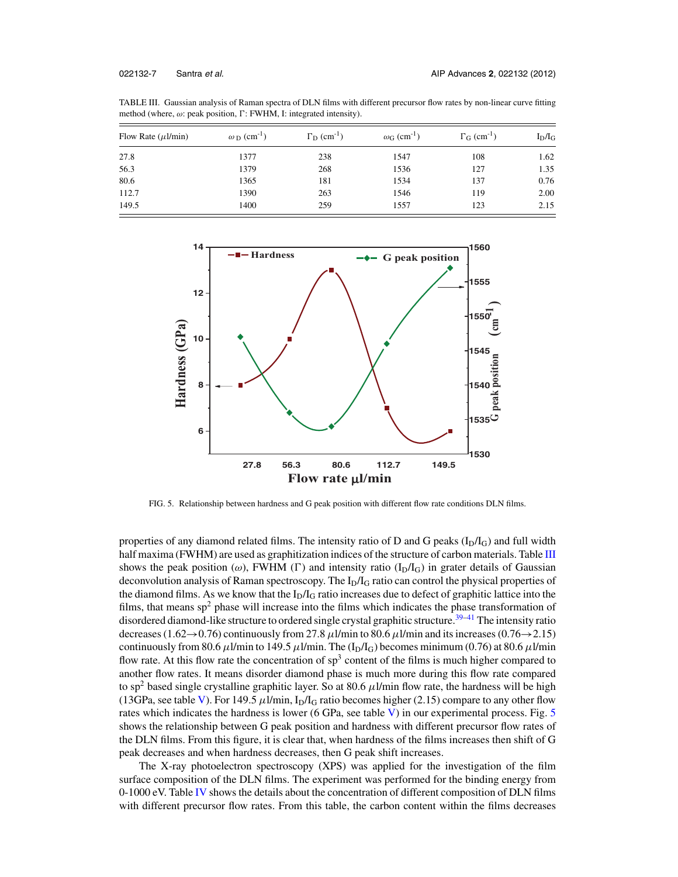TABLE III. Gaussian analysis of Raman spectra of DLN films with different precursor flow rates by non-linear curve fitting method (where, $\omega$: peak position, $\Gamma$: FWHM, I: integrated intensity).

| Flow Rate ($\mu$l/min) | $\omega_D$ (cm$^{-1}$) | $\Gamma_D$ (cm$^{-1}$) | $\omega_G$ (cm$^{-1}$) | $\Gamma_G$ (cm$^{-1}$) | $I_D/I_G$ |
|---|---|---|---|---|---|
| 27.8 | 1377 | 238 | 1547 | 108 | 1.62 |
| 56.3 | 1379 | 268 | 1536 | 127 | 1.35 |
| 80.6 | 1365 | 181 | 1534 | 137 | 0.76 |
| 112.7 | 1390 | 263 | 1546 | 119 | 2.00 |
| 149.5 | 1400 | 259 | 1557 | 123 | 2.15 |

FIG. 5. Relationship between hardness and G peak position with different flow rate conditions DLN films.

properties of any diamond related films. The intensity ratio of D and G peaks ($I_D/I_G$) and full width half maxima (FWHM) are used as graphitization indices of the structure of carbon materials. Table III shows the peak position ($\omega$), FWHM ($\Gamma$) and intensity ratio ($I_D/I_G$) in grater details of Gaussian deconvolution analysis of Raman spectroscopy. The $I_D/I_G$ ratio can control the physical properties of the diamond films. As we know that the $I_D/I_G$ ratio increases due to defect of graphitic lattice into the films, that means sp$^2$ phase will increase into the films which indicates the phase transformation of disordered diamond-like structure to ordered single crystal graphitic structure.[39–41] The intensity ratio decreases (1.62→0.76) continuously from 27.8 $\mu$l/min to 80.6 $\mu$l/min and its increases (0.76→2.15) continuously from 80.6 $\mu$l/min to 149.5 $\mu$l/min. The ($I_D/I_G$) becomes minimum (0.76) at 80.6 $\mu$l/min flow rate. At this flow rate the concentration of sp$^3$ content of the films is much higher compared to another flow rates. It means disorder diamond phase is much more during this flow rate compared to sp$^2$ based single crystalline graphitic layer. So at 80.6 $\mu$l/min flow rate, the hardness will be high (13GPa, see table V). For 149.5 $\mu$l/min, $I_D/I_G$ ratio becomes higher (2.15) compare to any other flow rates which indicates the hardness is lower (6 GPa, see table V) in our experimental process. Fig. 5 shows the relationship between G peak position and hardness with different precursor flow rates of the DLN films. From this figure, it is clear that, when hardness of the films increases then shift of G peak decreases and when hardness decreases, then G peak shift increases.

The X-ray photoelectron spectroscopy (XPS) was applied for the investigation of the film surface composition of the DLN films. The experiment was performed for the binding energy from 0-1000 eV. Table IV shows the details about the concentration of different composition of DLN films with different precursor flow rates. From this table, the carbon content within the films decreases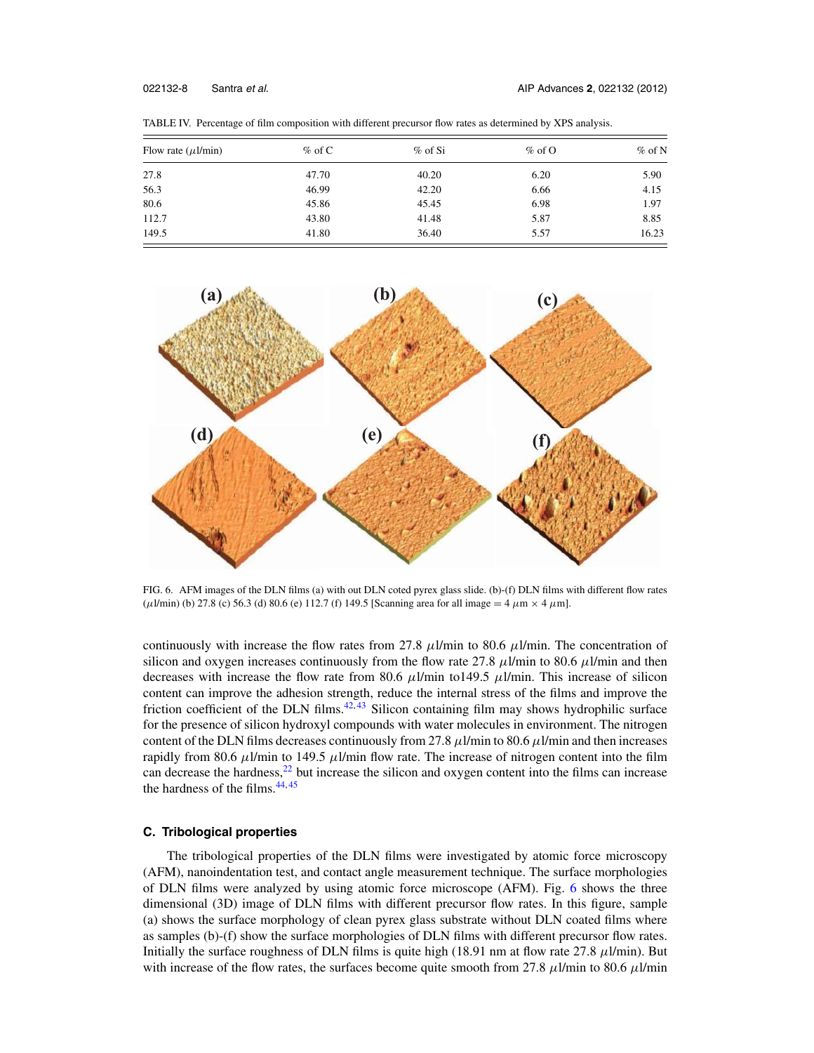TABLE IV. Percentage of film composition with different precursor flow rates as determined by XPS analysis.

| Flow rate ($\mu$l/min) | % of C | % of Si | % of O | % of N |
|---|---|---|---|---|
| 27.8 | 47.70 | 40.20 | 6.20 | 5.90 |
| 56.3 | 46.99 | 42.20 | 6.66 | 4.15 |
| 80.6 | 45.86 | 45.45 | 6.98 | 1.97 |
| 112.7 | 43.80 | 41.48 | 5.87 | 8.85 |
| 149.5 | 41.80 | 36.40 | 5.57 | 16.23 |

FIG. 6. AFM images of the DLN films (a) with out DLN coted pyrex glass slide. (b)-(f) DLN films with different flow rates ($\mu$l/min) (b) 27.8 (c) 56.3 (d) 80.6 (e) 112.7 (f) 149.5 [Scanning area for all image = 4 $\mu$m × 4 $\mu$m].

continuously with increase the flow rates from 27.8 $\mu$l/min to 80.6 $\mu$l/min. The concentration of silicon and oxygen increases continuously from the flow rate 27.8 $\mu$l/min to 80.6 $\mu$l/min and then decreases with increase the flow rate from 80.6 $\mu$l/min to149.5 $\mu$l/min. This increase of silicon content can improve the adhesion strength, reduce the internal stress of the films and improve the friction coefficient of the DLN films.[42,43] Silicon containing film may shows hydrophilic surface for the presence of silicon hydroxyl compounds with water molecules in environment. The nitrogen content of the DLN films decreases continuously from 27.8 $\mu$l/min to 80.6 $\mu$l/min and then increases rapidly from 80.6 $\mu$l/min to 149.5 $\mu$l/min flow rate. The increase of nitrogen content into the film can decrease the hardness,[22] but increase the silicon and oxygen content into the films can increase the hardness of the films.[44,45]

### C. Tribological properties

The tribological properties of the DLN films were investigated by atomic force microscopy (AFM), nanoindentation test, and contact angle measurement technique. The surface morphologies of DLN films were analyzed by using atomic force microscope (AFM). Fig. 6 shows the three dimensional (3D) image of DLN films with different precursor flow rates. In this figure, sample (a) shows the surface morphology of clean pyrex glass substrate without DLN coated films where as samples (b)-(f) show the surface morphologies of DLN films with different precursor flow rates. Initially the surface roughness of DLN films is quite high (18.91 nm at flow rate 27.8 $\mu$l/min). But with increase of the flow rates, the surfaces become quite smooth from 27.8 $\mu$l/min to 80.6 $\mu$l/min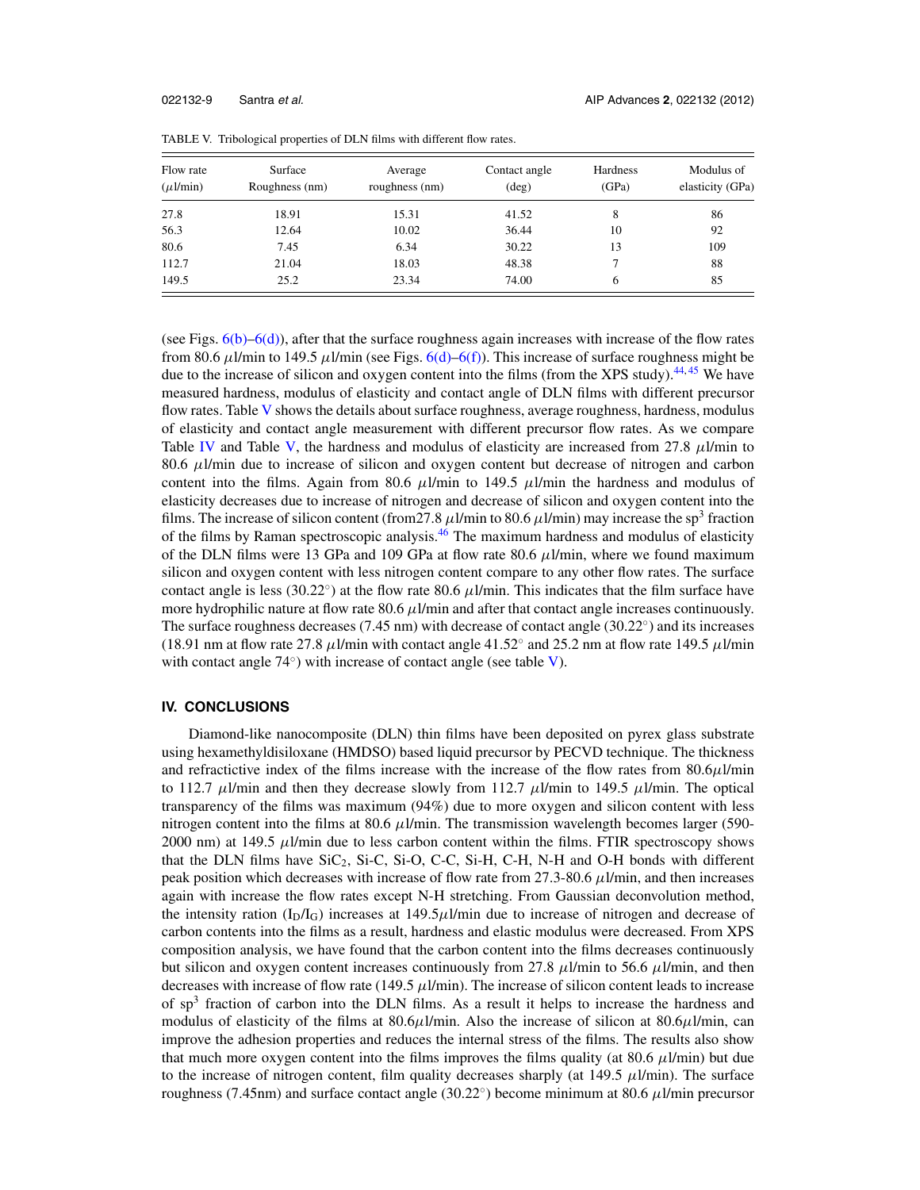TABLE V. Tribological properties of DLN films with different flow rates.

| Flow rate ($\mu$l/min) | Surface Roughness (nm) | Average roughness (nm) | Contact angle (deg) | Hardness (GPa) | Modulus of elasticity (GPa) |
|---|---|---|---|---|---|
| 27.8 | 18.91 | 15.31 | 41.52 | 8 | 86 |
| 56.3 | 12.64 | 10.02 | 36.44 | 10 | 92 |
| 80.6 | 7.45 | 6.34 | 30.22 | 13 | 109 |
| 112.7 | 21.04 | 18.03 | 48.38 | 7 | 88 |
| 149.5 | 25.2 | 23.34 | 74.00 | 6 | 85 |

(see Figs. 6(b)–6(d)), after that the surface roughness again increases with increase of the flow rates from 80.6 $\mu$l/min to 149.5 $\mu$l/min (see Figs. 6(d)–6(f)). This increase of surface roughness might be due to the increase of silicon and oxygen content into the films (from the XPS study).[44,45] We have measured hardness, modulus of elasticity and contact angle of DLN films with different precursor flow rates. Table V shows the details about surface roughness, average roughness, hardness, modulus of elasticity and contact angle measurement with different precursor flow rates. As we compare Table IV and Table V, the hardness and modulus of elasticity are increased from 27.8 $\mu$l/min to 80.6 $\mu$l/min due to increase of silicon and oxygen content but decrease of nitrogen and carbon content into the films. Again from 80.6 $\mu$l/min to 149.5 $\mu$l/min the hardness and modulus of elasticity decreases due to increase of nitrogen and decrease of silicon and oxygen content into the films. The increase of silicon content (from27.8 $\mu$l/min to 80.6 $\mu$l/min) may increase the $sp^3$ fraction of the films by Raman spectroscopic analysis.[46] The maximum hardness and modulus of elasticity of the DLN films were 13 GPa and 109 GPa at flow rate 80.6 $\mu$l/min, where we found maximum silicon and oxygen content with less nitrogen content compare to any other flow rates. The surface contact angle is less (30.22°) at the flow rate 80.6 $\mu$l/min. This indicates that the film surface have more hydrophilic nature at flow rate 80.6 $\mu$l/min and after that contact angle increases continuously. The surface roughness decreases (7.45 nm) with decrease of contact angle (30.22°) and its increases (18.91 nm at flow rate 27.8 $\mu$l/min with contact angle 41.52° and 25.2 nm at flow rate 149.5 $\mu$l/min with contact angle 74°) with increase of contact angle (see table V).

## IV. CONCLUSIONS

Diamond-like nanocomposite (DLN) thin films have been deposited on pyrex glass substrate using hexamethyldisiloxane (HMDSO) based liquid precursor by PECVD technique. The thickness and refractive index of the films increase with the increase of the flow rates from 80.6$\mu$l/min to 112.7 $\mu$l/min and then they decrease slowly from 112.7 $\mu$l/min to 149.5 $\mu$l/min. The optical transparency of the films was maximum (94%) due to more oxygen and silicon content with less nitrogen content into the films at 80.6 $\mu$l/min. The transmission wavelength becomes larger (590-2000 nm) at 149.5 $\mu$l/min due to less carbon content within the films. FTIR spectroscopy shows that the DLN films have $SiC_2$, Si-C, Si-O, C-C, Si-H, C-H, N-H and O-H bonds with different peak position which decreases with increase of flow rate from 27.3-80.6 $\mu$l/min, and then increases again with increase the flow rates except N-H stretching. From Gaussian deconvolution method, the intensity ration ($I_D/I_G$) increases at 149.5$\mu$l/min due to increase of nitrogen and decrease of carbon contents into the films as a result, hardness and elastic modulus were decreased. From XPS composition analysis, we have found that the carbon content into the films decreases continuously but silicon and oxygen content increases continuously from 27.8 $\mu$l/min to 56.6 $\mu$l/min, and then decreases with increase of flow rate (149.5 $\mu$l/min). The increase of silicon content leads to increase of $sp^3$ fraction of carbon into the DLN films. As a result it helps to increase the hardness and modulus of elasticity of the films at 80.6$\mu$l/min. Also the increase of silicon at 80.6$\mu$l/min, can improve the adhesion properties and reduces the internal stress of the films. The results also show that much more oxygen content into the films improves the films quality (at 80.6 $\mu$l/min) but due to the increase of nitrogen content, film quality decreases sharply (at 149.5 $\mu$l/min). The surface roughness (7.45nm) and surface contact angle (30.22°) become minimum at 80.6 $\mu$l/min precursor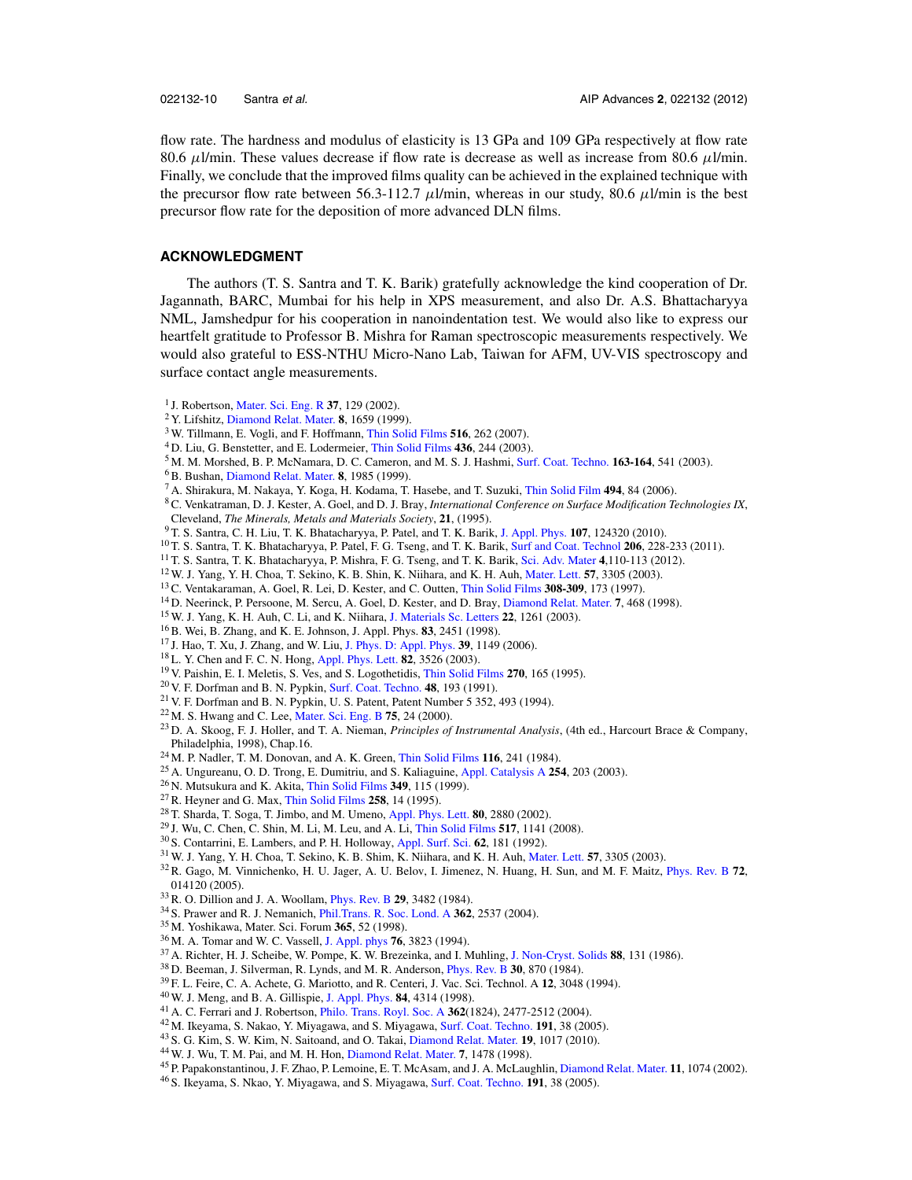flow rate. The hardness and modulus of elasticity is 13 GPa and 109 GPa respectively at flow rate 80.6 $\mu$l/min. These values decrease if flow rate is decrease as well as increase from 80.6 $\mu$l/min. Finally, we conclude that the improved films quality can be achieved in the explained technique with the precursor flow rate between 56.3-112.7 $\mu$l/min, whereas in our study, 80.6 $\mu$l/min is the best precursor flow rate for the deposition of more advanced DLN films.

## ACKNOWLEDGMENT

The authors (T. S. Santra and T. K. Barik) gratefully acknowledge the kind cooperation of Dr. Jagannath, BARC, Mumbai for his help in XPS measurement, and also Dr. A.S. Bhattacharyya NML, Jamshedpur for his cooperation in nanoindentation test. We would also like to express our heartfelt gratitude to Professor B. Mishra for Raman spectroscopic measurements respectively. We would also grateful to ESS-NTHU Micro-Nano Lab, Taiwan for AFM, UV-VIS spectroscopy and surface contact angle measurements.

[1] J. Robertson, Mater. Sci. Eng. R **37**, 129 (2002).
[2] Y. Lifshitz, Diamond Relat. Mater. **8**, 1659 (1999).
[3] W. Tillmann, E. Vogli, and F. Hoffmann, Thin Solid Films **516**, 262 (2007).
[4] D. Liu, G. Benstetter, and E. Lodermeier, Thin Solid Films **436**, 244 (2003).
[5] M. M. Morshed, B. P. McNamara, D. C. Cameron, and M. S. J. Hashmi, Surf. Coat. Techno. **163-164**, 541 (2003).
[6] B. Bushan, Diamond Relat. Mater. **8**, 1985 (1999).
[7] A. Shirakura, M. Nakaya, Y. Koga, H. Kodama, T. Hasebe, and T. Suzuki, Thin Solid Film **494**, 84 (2006).
[8] C. Venkatraman, D. J. Kester, A. Goel, and D. J. Bray, *International Conference on Surface Modification Technologies IX*, Cleveland, *The Minerals, Metals and Materials Society*, **21**, (1995).
[9] T. S. Santra, C. H. Liu, T. K. Bhatacharyya, P. Patel, and T. K. Barik, J. Appl. Phys. **107**, 124320 (2010).
[10] T. S. Santra, T. K. Bhatacharyya, P. Patel, F. G. Tseng, and T. K. Barik, Surf and Coat. Technol **206**, 228-233 (2011).
[11] T. S. Santra, T. K. Bhatacharyya, P. Mishra, F. G. Tseng, and T. K. Barik, Sci. Adv. Mater **4**,110-113 (2012).
[12] W. J. Yang, Y. H. Choa, T. Sekino, K. B. Shin, K. Niihara, and K. H. Auh, Mater. Lett. **57**, 3305 (2003).
[13] C. Ventakaraman, A. Goel, R. Lei, D. Kester, and C. Outten, Thin Solid Films **308-309**, 173 (1997).
[14] D. Neerinck, P. Persoone, M. Sercu, A. Goel, D. Kester, and D. Bray, Diamond Relat. Mater. **7**, 468 (1998).
[15] W. J. Yang, K. H. Auh, C. Li, and K. Niihara, J. Materials Sc. Letters **22**, 1261 (2003).
[16] B. Wei, B. Zhang, and K. E. Johnson, J. Appl. Phys. **83**, 2451 (1998).
[17] J. Hao, T. Xu, J. Zhang, and W. Liu, J. Phys. D: Appl. Phys. **39**, 1149 (2006).
[18] L. Y. Chen and F. C. N. Hong, Appl. Phys. Lett. **82**, 3526 (2003).
[19] V. Paishin, E. I. Meletis, S. Ves, and S. Logothetidis, Thin Solid Films **270**, 165 (1995).
[20] V. F. Dorfman and B. N. Pypkin, Surf. Coat. Techno. **48**, 193 (1991).
[21] V. F. Dorfman and B. N. Pypkin, U. S. Patent, Patent Number 5 352, 493 (1994).
[22] M. S. Hwang and C. Lee, Mater. Sci. Eng. B **75**, 24 (2000).
[23] D. A. Skoog, F. J. Holler, and T. A. Nieman, *Principles of Instrumental Analysis*, (4th ed., Harcourt Brace & Company, Philadelphia, 1998), Chap.16.
[24] M. P. Nadler, T. M. Donovan, and A. K. Green, Thin Solid Films **116**, 241 (1984).
[25] A. Ungureanu, O. D. Trong, E. Dumitriu, and S. Kaliaguine, Appl. Catalysis A **254**, 203 (2003).
[26] N. Mutsukura and K. Akita, Thin Solid Films **349**, 115 (1999).
[27] R. Heyner and G. Max, Thin Solid Films **258**, 14 (1995).
[28] T. Sharda, T. Soga, T. Jimbo, and M. Umeno, Appl. Phys. Lett. **80**, 2880 (2002).
[29] J. Wu, C. Chen, C. Shin, M. Li, M. Leu, and A. Li, Thin Solid Films **517**, 1141 (2008).
[30] S. Contarrini, E. Lambers, and P. H. Holloway, Appl. Surf. Sci. **62**, 181 (1992).
[31] W. J. Yang, Y. H. Choa, T. Sekino, K. B. Shim, K. Niihara, and K. H. Auh, Mater. Lett. **57**, 3305 (2003).
[32] R. Gago, M. Vinnichenko, H. U. Jager, A. U. Belov, I. Jimenez, N. Huang, H. Sun, and M. F. Maitz, Phys. Rev. B **72**, 014120 (2005).
[33] R. O. Dillion and J. A. Woollam, Phys. Rev. B **29**, 3482 (1984).
[34] S. Prawer and R. J. Nemanich, Phil.Trans. R. Soc. Lond. A **362**, 2537 (2004).
[35] M. Yoshikawa, Mater. Sci. Forum **365**, 52 (1998).
[36] M. A. Tomar and W. C. Vassell, J. Appl. phys **76**, 3823 (1994).
[37] A. Richter, H. J. Scheibe, W. Pompe, K. W. Brezeinka, and I. Muhling, J. Non-Cryst. Solids **88**, 131 (1986).
[38] D. Beeman, J. Silverman, R. Lynds, and M. R. Anderson, Phys. Rev. B **30**, 870 (1984).
[39] F. L. Feire, C. A. Achete, G. Mariotto, and R. Centeri, J. Vac. Sci. Technol. A **12**, 3048 (1994).
[40] W. J. Meng, and B. A. Gillispie, J. Appl. Phys. **84**, 4314 (1998).
[41] A. C. Ferrari and J. Robertson, Philo. Trans. Royl. Soc. A **362**(1824), 2477-2512 (2004).
[42] M. Ikeyama, S. Nakao, Y. Miyagawa, and S. Miyagawa, Surf. Coat. Techno. **191**, 38 (2005).
[43] S. G. Kim, S. W. Kim, N. Saitoand, and O. Takai, Diamond Relat. Mater. **19**, 1017 (2010).
[44] W. J. Wu, T. M. Pai, and M. H. Hon, Diamond Relat. Mater. **7**, 1478 (1998).
[45] P. Papakonstantinou, J. F. Zhao, P. Lemoine, E. T. McAsam, and J. A. McLaughlin, Diamond Relat. Mater. **11**, 1074 (2002).
[46] S. Ikeyama, S. Nkao, Y. Miyagawa, and S. Miyagawa, Surf. Coat. Techno. **191**, 38 (2005).